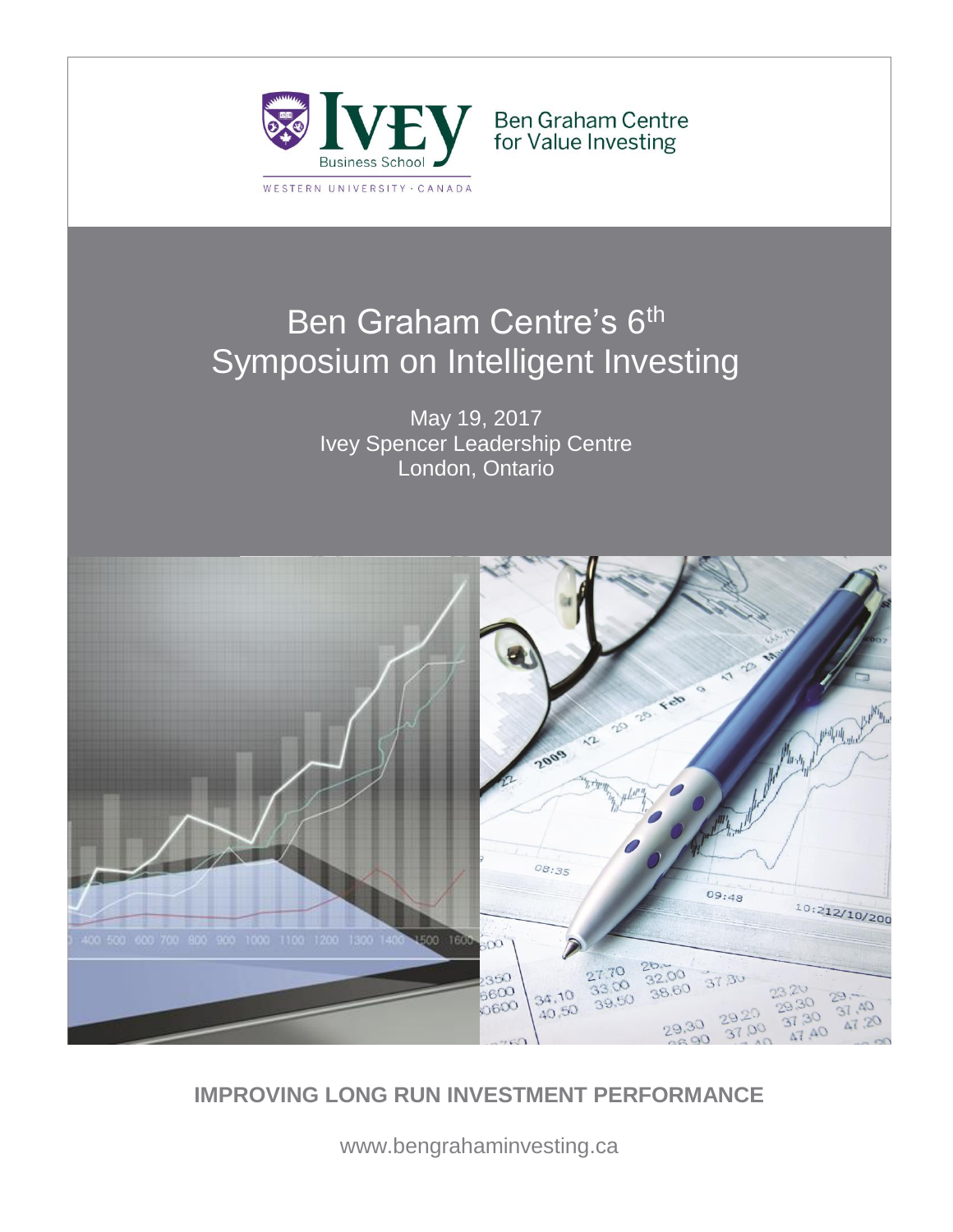Ben Graham Centre for Value Investing

Ivey Business School

WESTERN UNIVERSITY · CANADA

# Ben Graham Centre's 6th Symposium on Intelligent Investing

May 19, 2017
Ivey Spencer Leadership Centre
London, Ontario

**IMPROVING LONG RUN INVESTMENT PERFORMANCE**

www.bengrahaminvesting.ca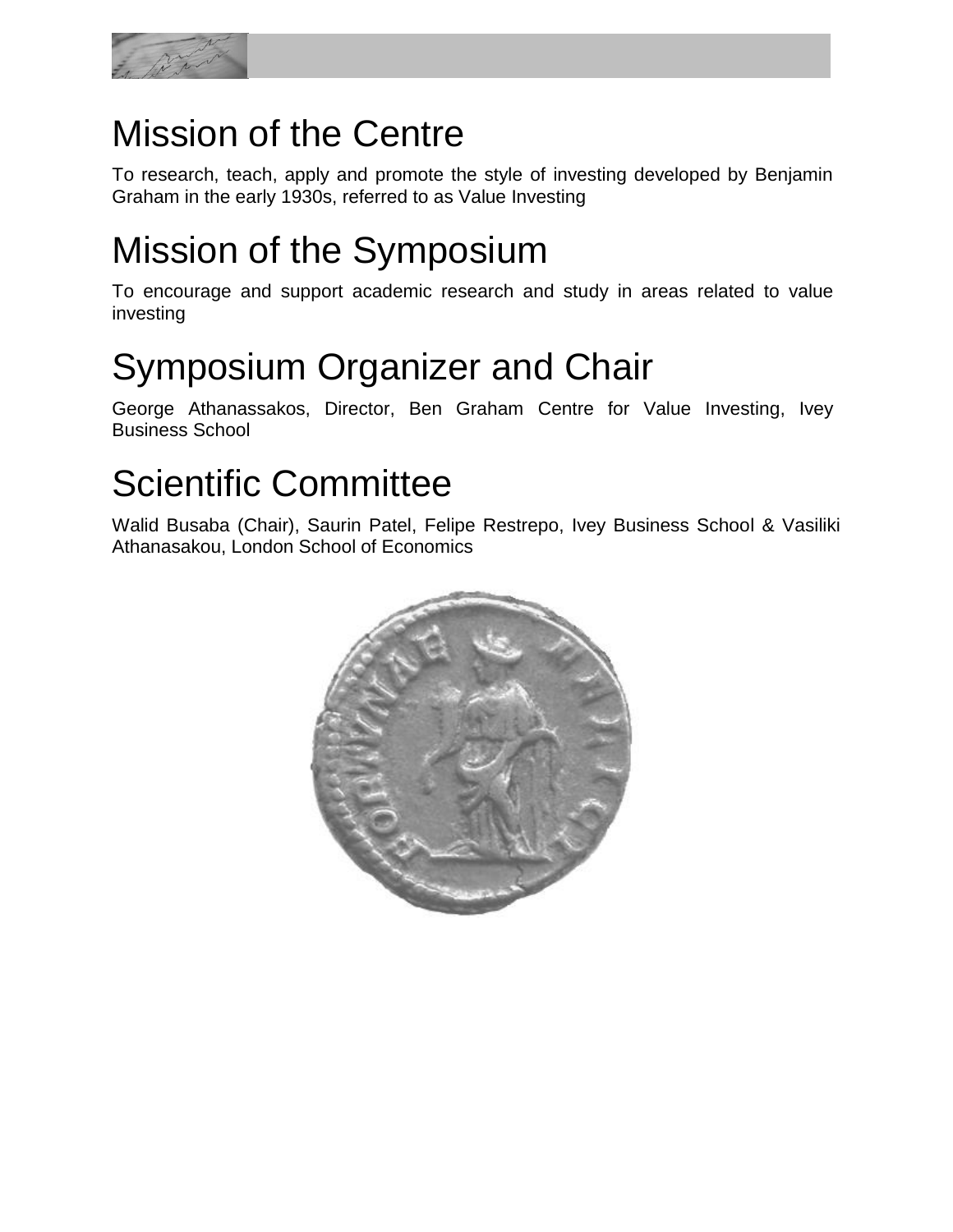# Mission of the Centre

To research, teach, apply and promote the style of investing developed by Benjamin Graham in the early 1930s, referred to as Value Investing

# Mission of the Symposium

To encourage and support academic research and study in areas related to value investing

# Symposium Organizer and Chair

George Athanassakos, Director, Ben Graham Centre for Value Investing, Ivey Business School

# Scientific Committee

Walid Busaba (Chair), Saurin Patel, Felipe Restrepo, Ivey Business School & Vasiliki Athanasakou, London School of Economics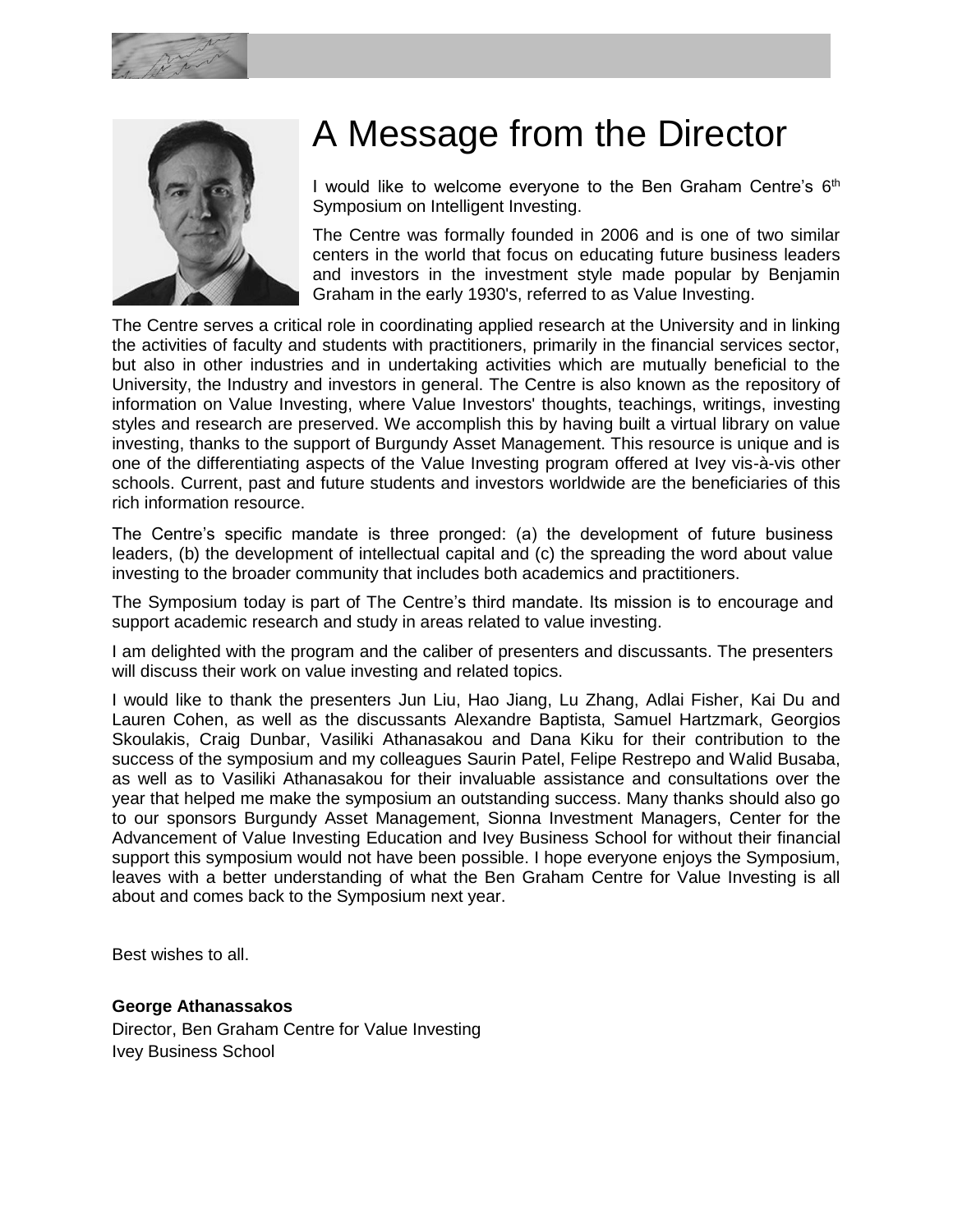# A Message from the Director

I would like to welcome everyone to the Ben Graham Centre's 6th Symposium on Intelligent Investing.

The Centre was formally founded in 2006 and is one of two similar centers in the world that focus on educating future business leaders and investors in the investment style made popular by Benjamin Graham in the early 1930's, referred to as Value Investing.

The Centre serves a critical role in coordinating applied research at the University and in linking the activities of faculty and students with practitioners, primarily in the financial services sector, but also in other industries and in undertaking activities which are mutually beneficial to the University, the Industry and investors in general. The Centre is also known as the repository of information on Value Investing, where Value Investors' thoughts, teachings, writings, investing styles and research are preserved. We accomplish this by having built a virtual library on value investing, thanks to the support of Burgundy Asset Management. This resource is unique and is one of the differentiating aspects of the Value Investing program offered at Ivey vis-à-vis other schools. Current, past and future students and investors worldwide are the beneficiaries of this rich information resource.

The Centre's specific mandate is three pronged: (a) the development of future business leaders, (b) the development of intellectual capital and (c) the spreading the word about value investing to the broader community that includes both academics and practitioners.

The Symposium today is part of The Centre's third mandate. Its mission is to encourage and support academic research and study in areas related to value investing.

I am delighted with the program and the caliber of presenters and discussants. The presenters will discuss their work on value investing and related topics.

I would like to thank the presenters Jun Liu, Hao Jiang, Lu Zhang, Adlai Fisher, Kai Du and Lauren Cohen, as well as the discussants Alexandre Baptista, Samuel Hartzmark, Georgios Skoulakis, Craig Dunbar, Vasiliki Athanasakou and Dana Kiku for their contribution to the success of the symposium and my colleagues Saurin Patel, Felipe Restrepo and Walid Busaba, as well as to Vasiliki Athanasakou for their invaluable assistance and consultations over the year that helped me make the symposium an outstanding success. Many thanks should also go to our sponsors Burgundy Asset Management, Sionna Investment Managers, Center for the Advancement of Value Investing Education and Ivey Business School for without their financial support this symposium would not have been possible. I hope everyone enjoys the Symposium, leaves with a better understanding of what the Ben Graham Centre for Value Investing is all about and comes back to the Symposium next year.

Best wishes to all.

**George Athanassakos**
Director, Ben Graham Centre for Value Investing
Ivey Business School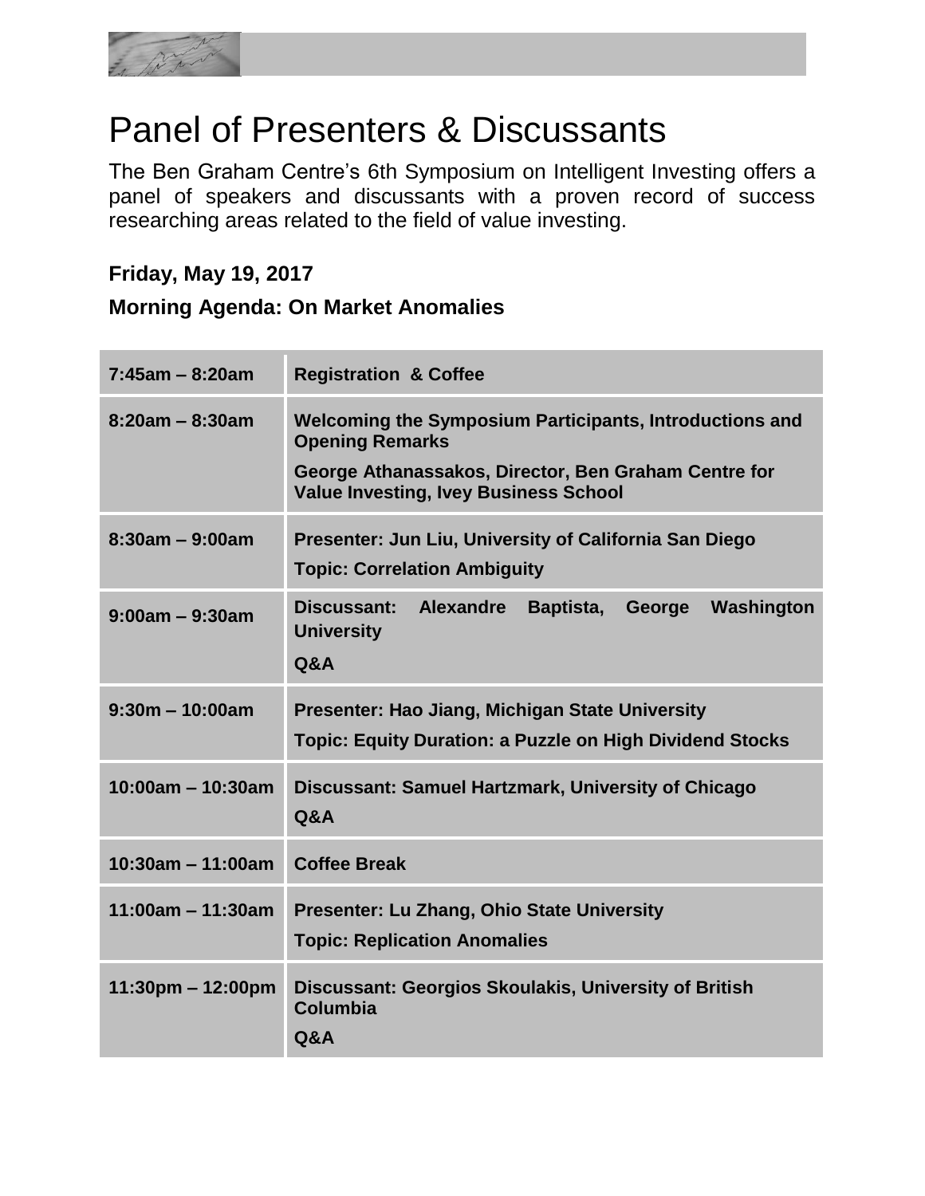# Panel of Presenters & Discussants

The Ben Graham Centre's 6th Symposium on Intelligent Investing offers a panel of speakers and discussants with a proven record of success researching areas related to the field of value investing.

**Friday, May 19, 2017**

**Morning Agenda: On Market Anomalies**

| | |
|---|---|
| **7:45am – 8:20am** | **Registration & Coffee** |
| **8:20am – 8:30am** | **Welcoming the Symposium Participants, Introductions and Opening Remarks**<br>**George Athanassakos, Director, Ben Graham Centre for Value Investing, Ivey Business School** |
| **8:30am – 9:00am** | **Presenter: Jun Liu, University of California San Diego**<br>**Topic: Correlation Ambiguity** |
| **9:00am – 9:30am** | **Discussant: Alexandre Baptista, George Washington University**<br>**Q&A** |
| **9:30m – 10:00am** | **Presenter: Hao Jiang, Michigan State University**<br>**Topic: Equity Duration: a Puzzle on High Dividend Stocks** |
| **10:00am – 10:30am** | **Discussant: Samuel Hartzmark, University of Chicago**<br>**Q&A** |
| **10:30am – 11:00am** | **Coffee Break** |
| **11:00am – 11:30am** | **Presenter: Lu Zhang, Ohio State University**<br>**Topic: Replication Anomalies** |
| **11:30pm – 12:00pm** | **Discussant: Georgios Skoulakis, University of British Columbia**<br>**Q&A** |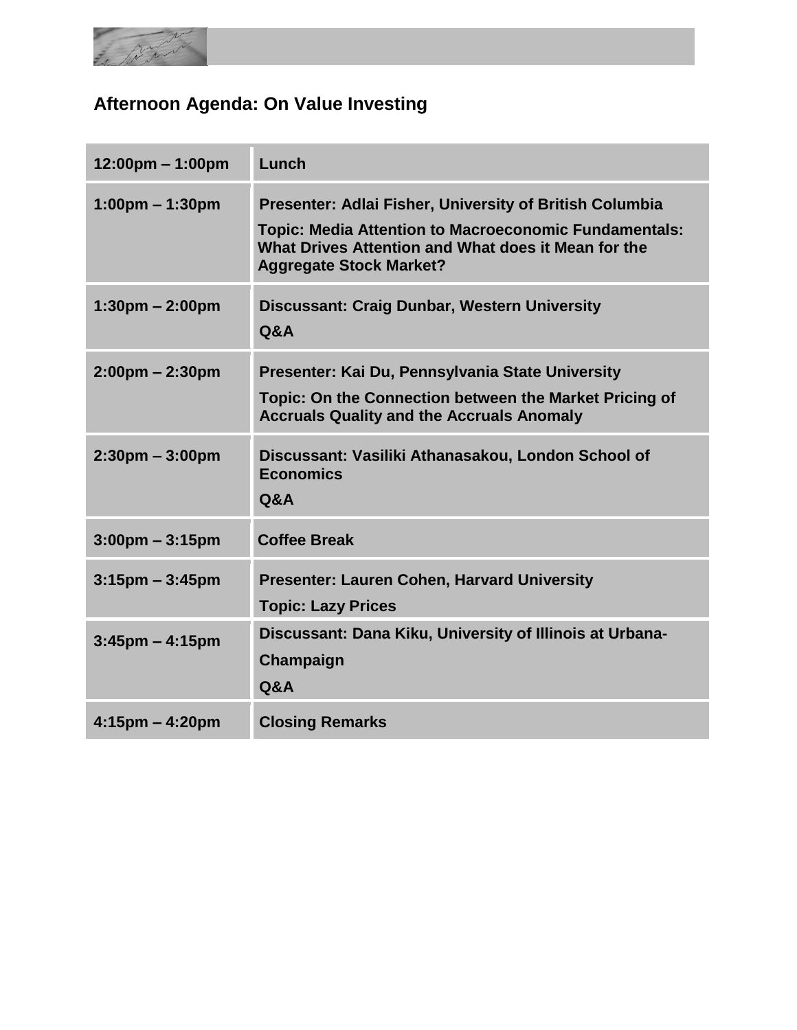## Afternoon Agenda: On Value Investing

| | |
|---|---|
| **12:00pm – 1:00pm** | **Lunch** |
| **1:00pm – 1:30pm** | **Presenter: Adlai Fisher, University of British Columbia**<br>**Topic: Media Attention to Macroeconomic Fundamentals: What Drives Attention and What does it Mean for the Aggregate Stock Market?** |
| **1:30pm – 2:00pm** | **Discussant: Craig Dunbar, Western University**<br>**Q&A** |
| **2:00pm – 2:30pm** | **Presenter: Kai Du, Pennsylvania State University**<br>**Topic: On the Connection between the Market Pricing of Accruals Quality and the Accruals Anomaly** |
| **2:30pm – 3:00pm** | **Discussant: Vasiliki Athanasakou, London School of Economics**<br>**Q&A** |
| **3:00pm – 3:15pm** | **Coffee Break** |
| **3:15pm – 3:45pm** | **Presenter: Lauren Cohen, Harvard University**<br>**Topic: Lazy Prices** |
| **3:45pm – 4:15pm** | **Discussant: Dana Kiku, University of Illinois at Urbana-Champaign**<br>**Q&A** |
| **4:15pm – 4:20pm** | **Closing Remarks** |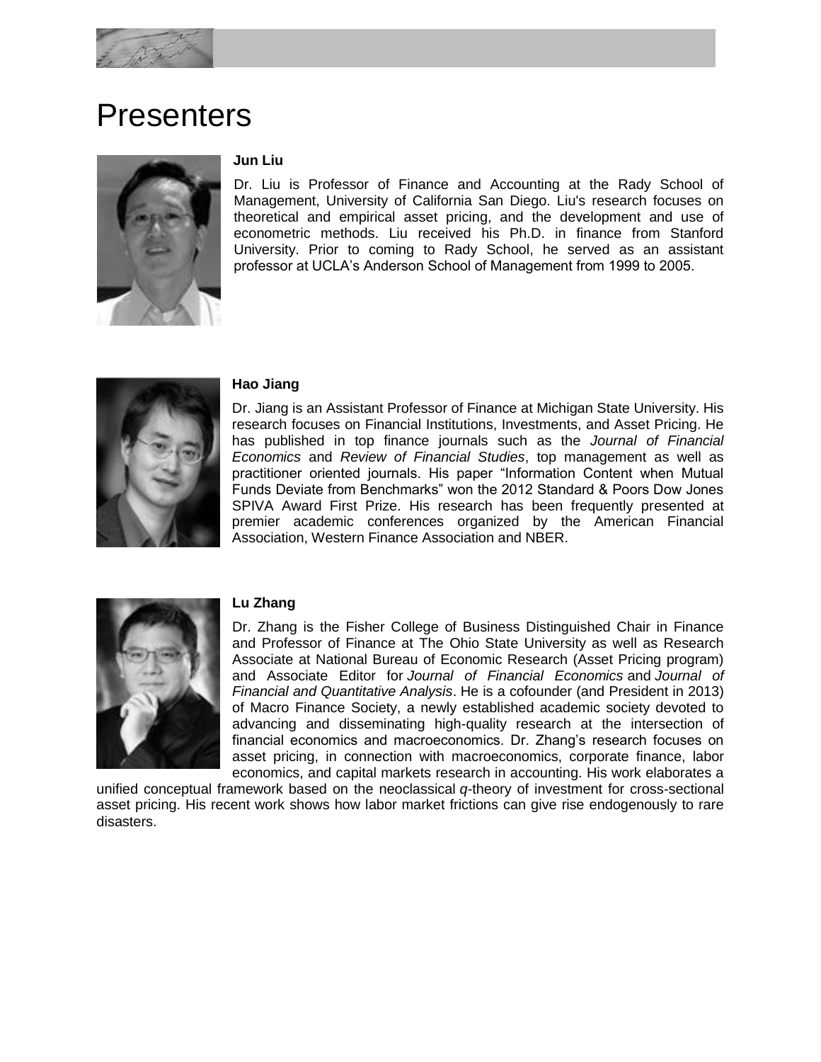# Presenters

**Jun Liu**

Dr. Liu is Professor of Finance and Accounting at the Rady School of Management, University of California San Diego. Liu's research focuses on theoretical and empirical asset pricing, and the development and use of econometric methods. Liu received his Ph.D. in finance from Stanford University. Prior to coming to Rady School, he served as an assistant professor at UCLA's Anderson School of Management from 1999 to 2005.

**Hao Jiang**

Dr. Jiang is an Assistant Professor of Finance at Michigan State University. His research focuses on Financial Institutions, Investments, and Asset Pricing. He has published in top finance journals such as the *Journal of Financial Economics* and *Review of Financial Studies*, top management as well as practitioner oriented journals. His paper "Information Content when Mutual Funds Deviate from Benchmarks" won the 2012 Standard & Poors Dow Jones SPIVA Award First Prize. His research has been frequently presented at premier academic conferences organized by the American Financial Association, Western Finance Association and NBER.

**Lu Zhang**

Dr. Zhang is the Fisher College of Business Distinguished Chair in Finance and Professor of Finance at The Ohio State University as well as Research Associate at National Bureau of Economic Research (Asset Pricing program) and Associate Editor for *Journal of Financial Economics* and *Journal of Financial and Quantitative Analysis*. He is a cofounder (and President in 2013) of Macro Finance Society, a newly established academic society devoted to advancing and disseminating high-quality research at the intersection of financial economics and macroeconomics. Dr. Zhang's research focuses on asset pricing, in connection with macroeconomics, corporate finance, labor economics, and capital markets research in accounting. His work elaborates a unified conceptual framework based on the neoclassical *q*-theory of investment for cross-sectional asset pricing. His recent work shows how labor market frictions can give rise endogenously to rare disasters.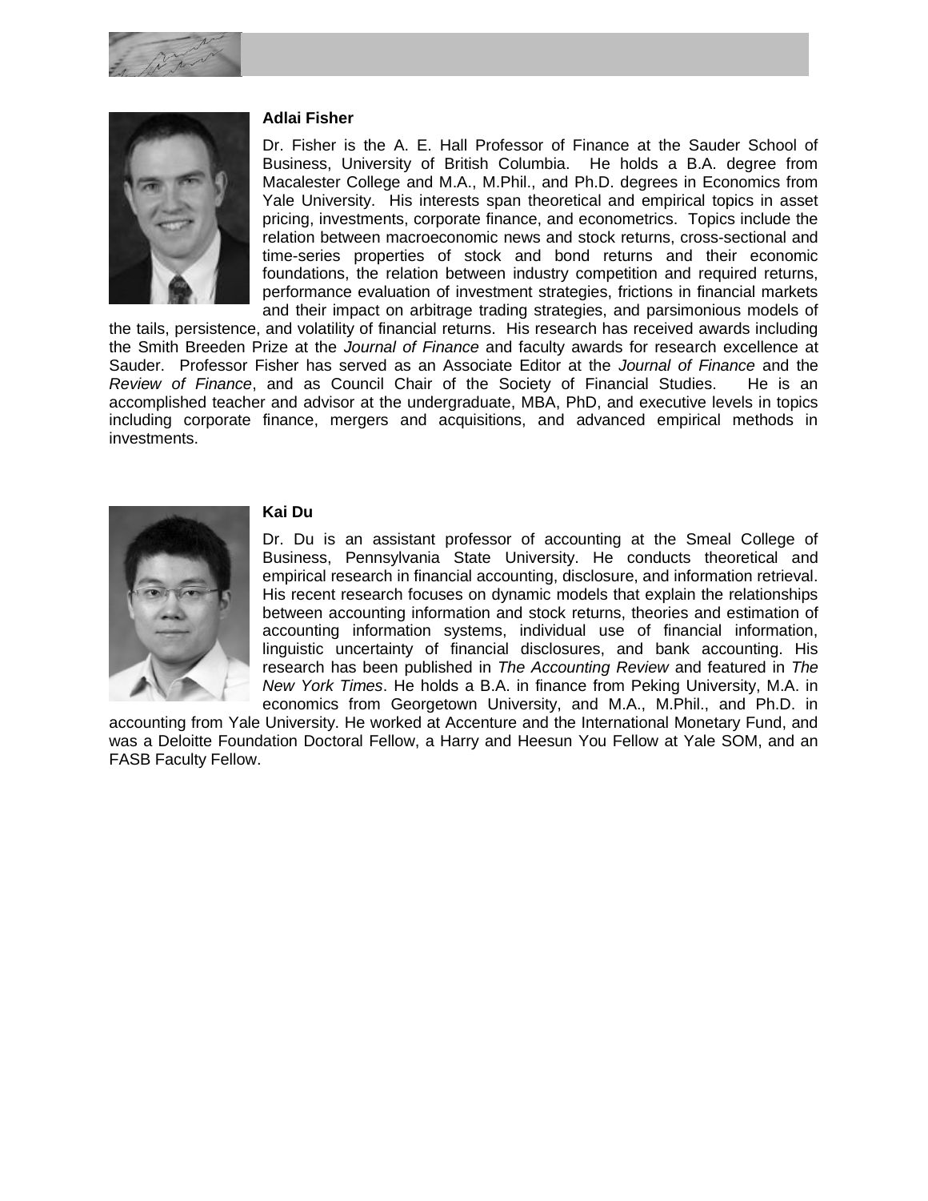**Adlai Fisher**

Dr. Fisher is the A. E. Hall Professor of Finance at the Sauder School of Business, University of British Columbia. He holds a B.A. degree from Macalester College and M.A., M.Phil., and Ph.D. degrees in Economics from Yale University. His interests span theoretical and empirical topics in asset pricing, investments, corporate finance, and econometrics. Topics include the relation between macroeconomic news and stock returns, cross-sectional and time-series properties of stock and bond returns and their economic foundations, the relation between industry competition and required returns, performance evaluation of investment strategies, frictions in financial markets and their impact on arbitrage trading strategies, and parsimonious models of the tails, persistence, and volatility of financial returns. His research has received awards including the Smith Breeden Prize at the *Journal of Finance* and faculty awards for research excellence at Sauder. Professor Fisher has served as an Associate Editor at the *Journal of Finance* and the *Review of Finance*, and as Council Chair of the Society of Financial Studies. He is an accomplished teacher and advisor at the undergraduate, MBA, PhD, and executive levels in topics including corporate finance, mergers and acquisitions, and advanced empirical methods in investments.

**Kai Du**

Dr. Du is an assistant professor of accounting at the Smeal College of Business, Pennsylvania State University. He conducts theoretical and empirical research in financial accounting, disclosure, and information retrieval. His recent research focuses on dynamic models that explain the relationships between accounting information and stock returns, theories and estimation of accounting information systems, individual use of financial information, linguistic uncertainty of financial disclosures, and bank accounting. His research has been published in *The Accounting Review* and featured in *The New York Times*. He holds a B.A. in finance from Peking University, M.A. in economics from Georgetown University, and M.A., M.Phil., and Ph.D. in accounting from Yale University. He worked at Accenture and the International Monetary Fund, and was a Deloitte Foundation Doctoral Fellow, a Harry and Heesun You Fellow at Yale SOM, and an FASB Faculty Fellow.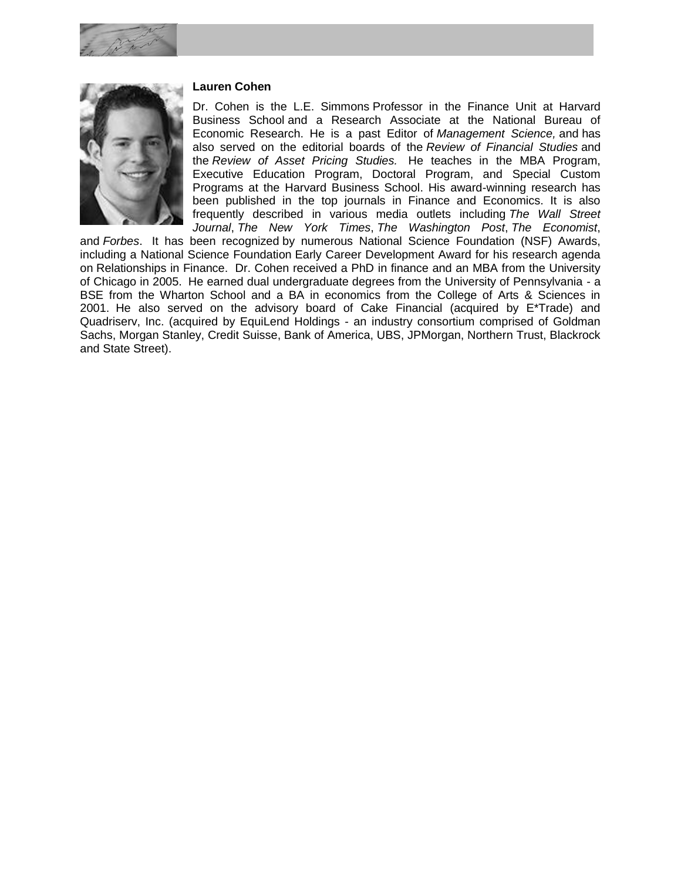**Lauren Cohen**

Dr. Cohen is the L.E. Simmons Professor in the Finance Unit at Harvard Business School and a Research Associate at the National Bureau of Economic Research. He is a past Editor of *Management Science,* and has also served on the editorial boards of the *Review of Financial Studies* and the *Review of Asset Pricing Studies.* He teaches in the MBA Program, Executive Education Program, Doctoral Program, and Special Custom Programs at the Harvard Business School. His award-winning research has been published in the top journals in Finance and Economics. It is also frequently described in various media outlets including *The Wall Street Journal*, *The New York Times*, *The Washington Post*, *The Economist*, and *Forbes*. It has been recognized by numerous National Science Foundation (NSF) Awards, including a National Science Foundation Early Career Development Award for his research agenda on Relationships in Finance. Dr. Cohen received a PhD in finance and an MBA from the University of Chicago in 2005. He earned dual undergraduate degrees from the University of Pennsylvania - a BSE from the Wharton School and a BA in economics from the College of Arts & Sciences in 2001. He also served on the advisory board of Cake Financial (acquired by E*Trade) and Quadriserv, Inc. (acquired by EquiLend Holdings - an industry consortium comprised of Goldman Sachs, Morgan Stanley, Credit Suisse, Bank of America, UBS, JPMorgan, Northern Trust, Blackrock and State Street).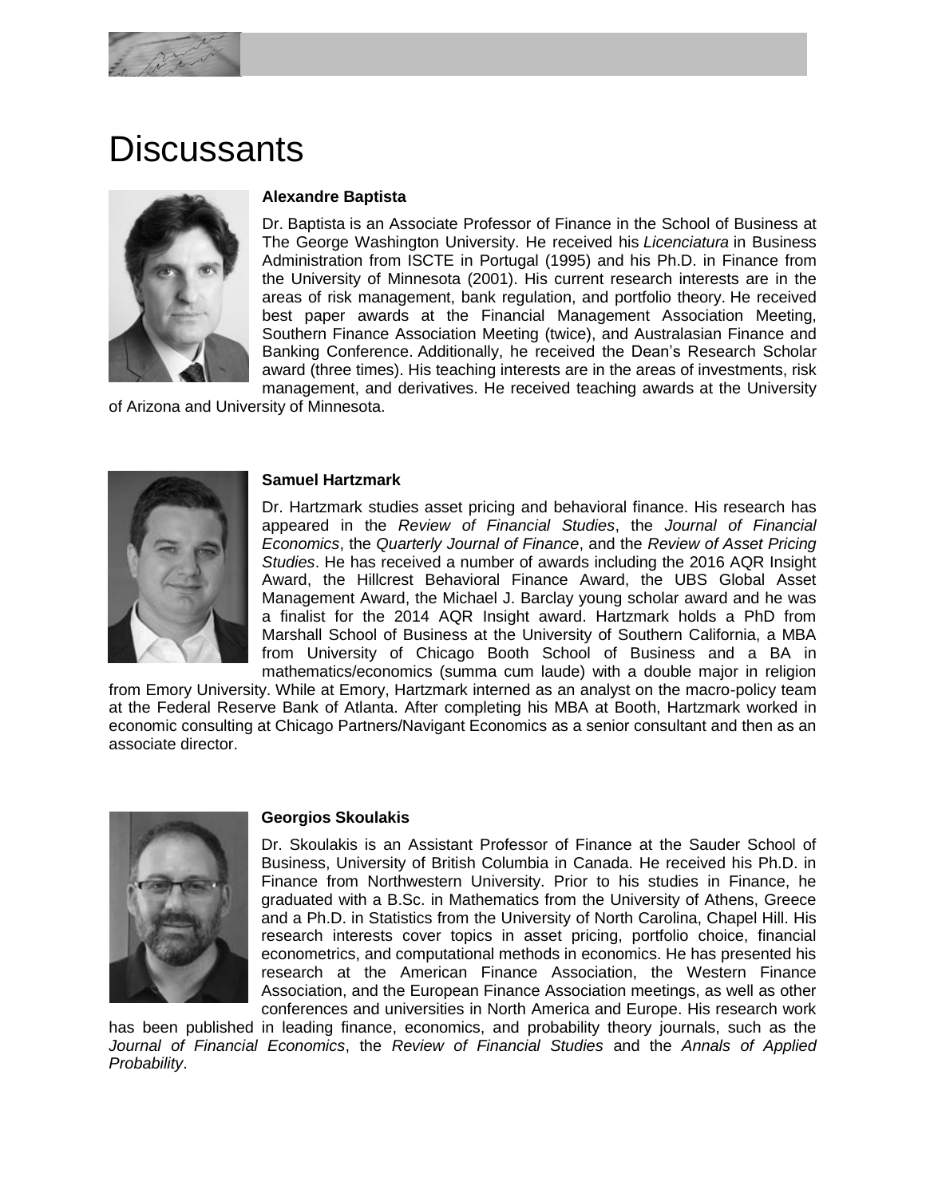# Discussants

**Alexandre Baptista**

Dr. Baptista is an Associate Professor of Finance in the School of Business at The George Washington University. He received his *Licenciatura* in Business Administration from ISCTE in Portugal (1995) and his Ph.D. in Finance from the University of Minnesota (2001). His current research interests are in the areas of risk management, bank regulation, and portfolio theory. He received best paper awards at the Financial Management Association Meeting, Southern Finance Association Meeting (twice), and Australasian Finance and Banking Conference. Additionally, he received the Dean's Research Scholar award (three times). His teaching interests are in the areas of investments, risk management, and derivatives. He received teaching awards at the University of Arizona and University of Minnesota.

**Samuel Hartzmark**

Dr. Hartzmark studies asset pricing and behavioral finance. His research has appeared in the *Review of Financial Studies*, the *Journal of Financial Economics*, the *Quarterly Journal of Finance*, and the *Review of Asset Pricing Studies*. He has received a number of awards including the 2016 AQR Insight Award, the Hillcrest Behavioral Finance Award, the UBS Global Asset Management Award, the Michael J. Barclay young scholar award and he was a finalist for the 2014 AQR Insight award. Hartzmark holds a PhD from Marshall School of Business at the University of Southern California, a MBA from University of Chicago Booth School of Business and a BA in mathematics/economics (summa cum laude) with a double major in religion from Emory University. While at Emory, Hartzmark interned as an analyst on the macro-policy team at the Federal Reserve Bank of Atlanta. After completing his MBA at Booth, Hartzmark worked in economic consulting at Chicago Partners/Navigant Economics as a senior consultant and then as an associate director.

**Georgios Skoulakis**

Dr. Skoulakis is an Assistant Professor of Finance at the Sauder School of Business, University of British Columbia in Canada. He received his Ph.D. in Finance from Northwestern University. Prior to his studies in Finance, he graduated with a B.Sc. in Mathematics from the University of Athens, Greece and a Ph.D. in Statistics from the University of North Carolina, Chapel Hill. His research interests cover topics in asset pricing, portfolio choice, financial econometrics, and computational methods in economics. He has presented his research at the American Finance Association, the Western Finance Association, and the European Finance Association meetings, as well as other conferences and universities in North America and Europe. His research work has been published in leading finance, economics, and probability theory journals, such as the *Journal of Financial Economics*, the *Review of Financial Studies* and the *Annals of Applied Probability*.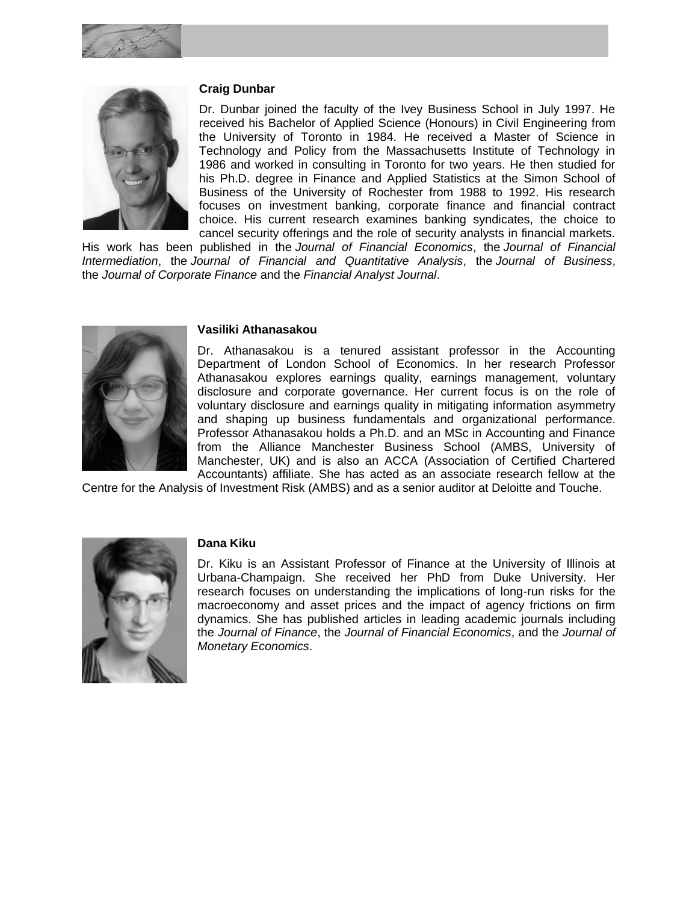**Craig Dunbar**

Dr. Dunbar joined the faculty of the Ivey Business School in July 1997. He received his Bachelor of Applied Science (Honours) in Civil Engineering from the University of Toronto in 1984. He received a Master of Science in Technology and Policy from the Massachusetts Institute of Technology in 1986 and worked in consulting in Toronto for two years. He then studied for his Ph.D. degree in Finance and Applied Statistics at the Simon School of Business of the University of Rochester from 1988 to 1992. His research focuses on investment banking, corporate finance and financial contract choice. His current research examines banking syndicates, the choice to cancel security offerings and the role of security analysts in financial markets. His work has been published in the *Journal of Financial Economics*, the *Journal of Financial Intermediation*, the *Journal of Financial and Quantitative Analysis*, the *Journal of Business*, the *Journal of Corporate Finance* and the *Financial Analyst Journal*.

**Vasiliki Athanasakou**

Dr. Athanasakou is a tenured assistant professor in the Accounting Department of London School of Economics. In her research Professor Athanasakou explores earnings quality, earnings management, voluntary disclosure and corporate governance. Her current focus is on the role of voluntary disclosure and earnings quality in mitigating information asymmetry and shaping up business fundamentals and organizational performance. Professor Athanasakou holds a Ph.D. and an MSc in Accounting and Finance from the Alliance Manchester Business School (AMBS, University of Manchester, UK) and is also an ACCA (Association of Certified Chartered Accountants) affiliate. She has acted as an associate research fellow at the Centre for the Analysis of Investment Risk (AMBS) and as a senior auditor at Deloitte and Touche.

**Dana Kiku**

Dr. Kiku is an Assistant Professor of Finance at the University of Illinois at Urbana-Champaign. She received her PhD from Duke University. Her research focuses on understanding the implications of long-run risks for the macroeconomy and asset prices and the impact of agency frictions on firm dynamics. She has published articles in leading academic journals including the *Journal of Finance*, the *Journal of Financial Economics*, and the *Journal of Monetary Economics*.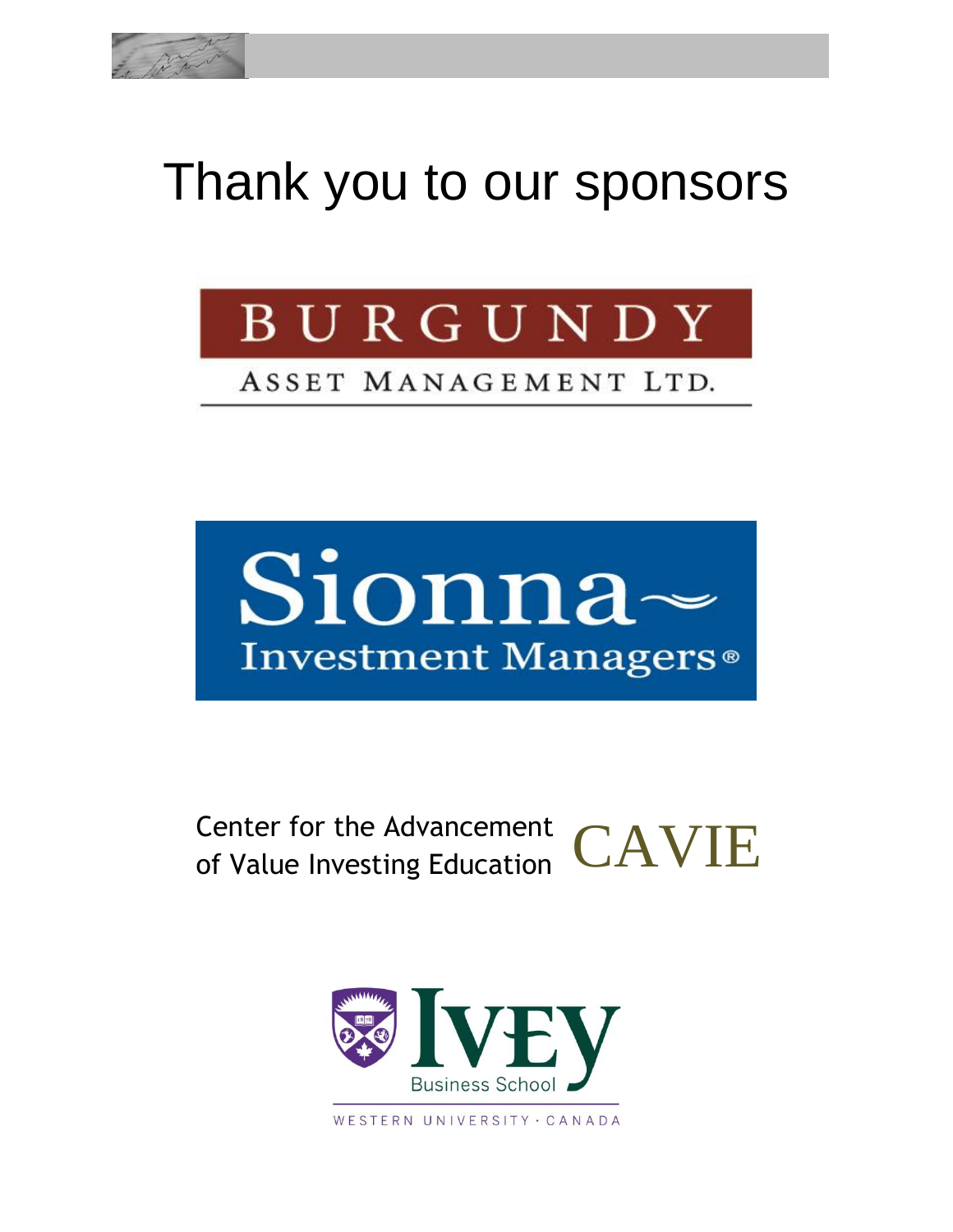# Thank you to our sponsors

BURGUNDY

ASSET MANAGEMENT LTD.

Sionna

Investment Managers®

Center for the Advancement of Value Investing Education CAVIE

IVEY Business School

WESTERN UNIVERSITY · CANADA